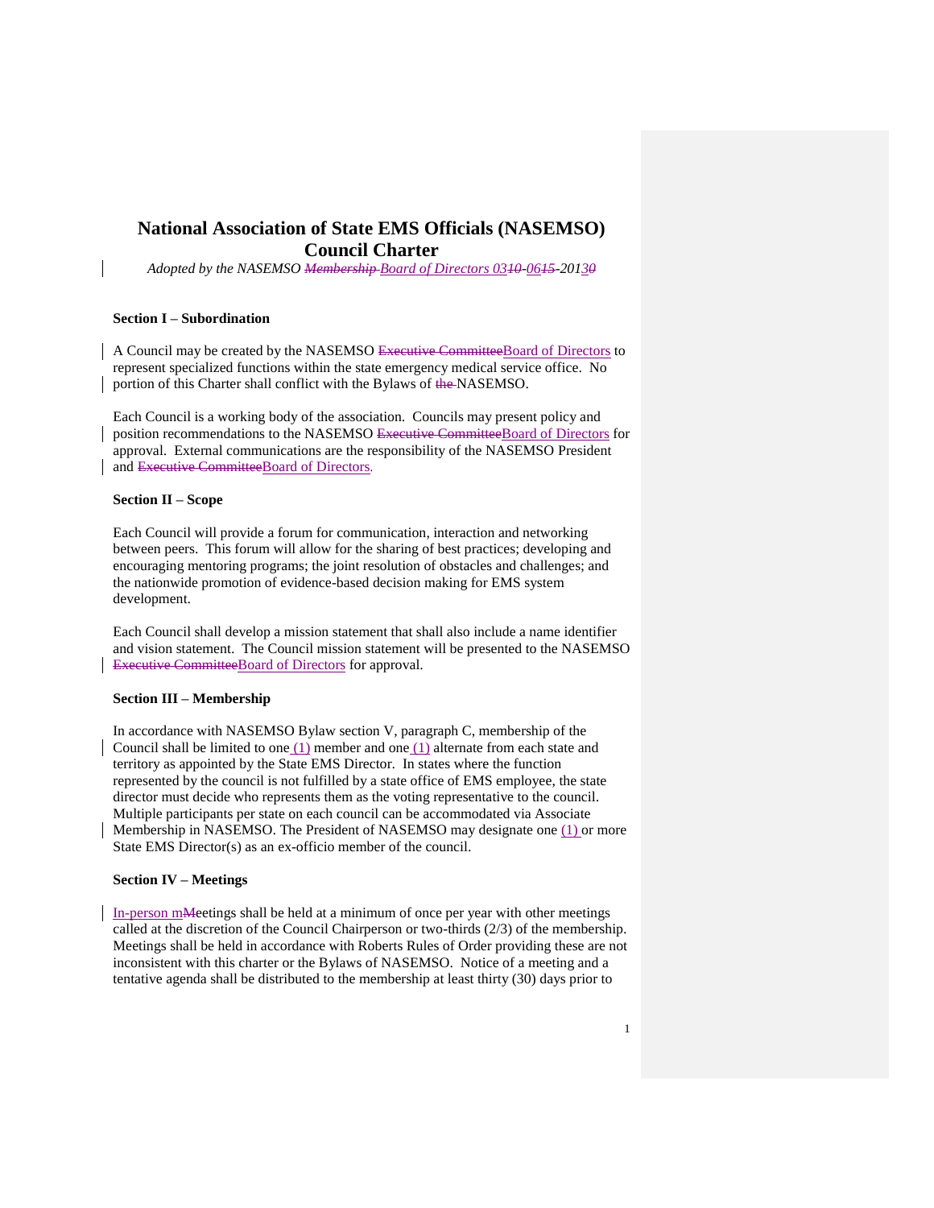# National Association of State EMS Officials (NASEMSO) Council Charter

*Adopted by the NASEMSO ~~Membership~~ Board of Directors 03~~10~~-06~~15~~-2013~~0~~*

### Section I – Subordination

A Council may be created by the NASEMSO ~~Executive Committee~~Board of Directors to represent specialized functions within the state emergency medical service office. No portion of this Charter shall conflict with the Bylaws of ~~the~~ NASEMSO.

Each Council is a working body of the association. Councils may present policy and position recommendations to the NASEMSO ~~Executive Committee~~Board of Directors for approval. External communications are the responsibility of the NASEMSO President and ~~Executive Committee~~Board of Directors.

### Section II – Scope

Each Council will provide a forum for communication, interaction and networking between peers. This forum will allow for the sharing of best practices; developing and encouraging mentoring programs; the joint resolution of obstacles and challenges; and the nationwide promotion of evidence-based decision making for EMS system development.

Each Council shall develop a mission statement that shall also include a name identifier and vision statement. The Council mission statement will be presented to the NASEMSO ~~Executive Committee~~Board of Directors for approval.

### Section III – Membership

In accordance with NASEMSO Bylaw section V, paragraph C, membership of the Council shall be limited to one (1) member and one (1) alternate from each state and territory as appointed by the State EMS Director. In states where the function represented by the council is not fulfilled by a state office of EMS employee, the state director must decide who represents them as the voting representative to the council. Multiple participants per state on each council can be accommodated via Associate Membership in NASEMSO. The President of NASEMSO may designate one (1) or more State EMS Director(s) as an ex-officio member of the council.

### Section IV – Meetings

In-person m~~M~~eetings shall be held at a minimum of once per year with other meetings called at the discretion of the Council Chairperson or two-thirds (2/3) of the membership. Meetings shall be held in accordance with Roberts Rules of Order providing these are not inconsistent with this charter or the Bylaws of NASEMSO. Notice of a meeting and a tentative agenda shall be distributed to the membership at least thirty (30) days prior to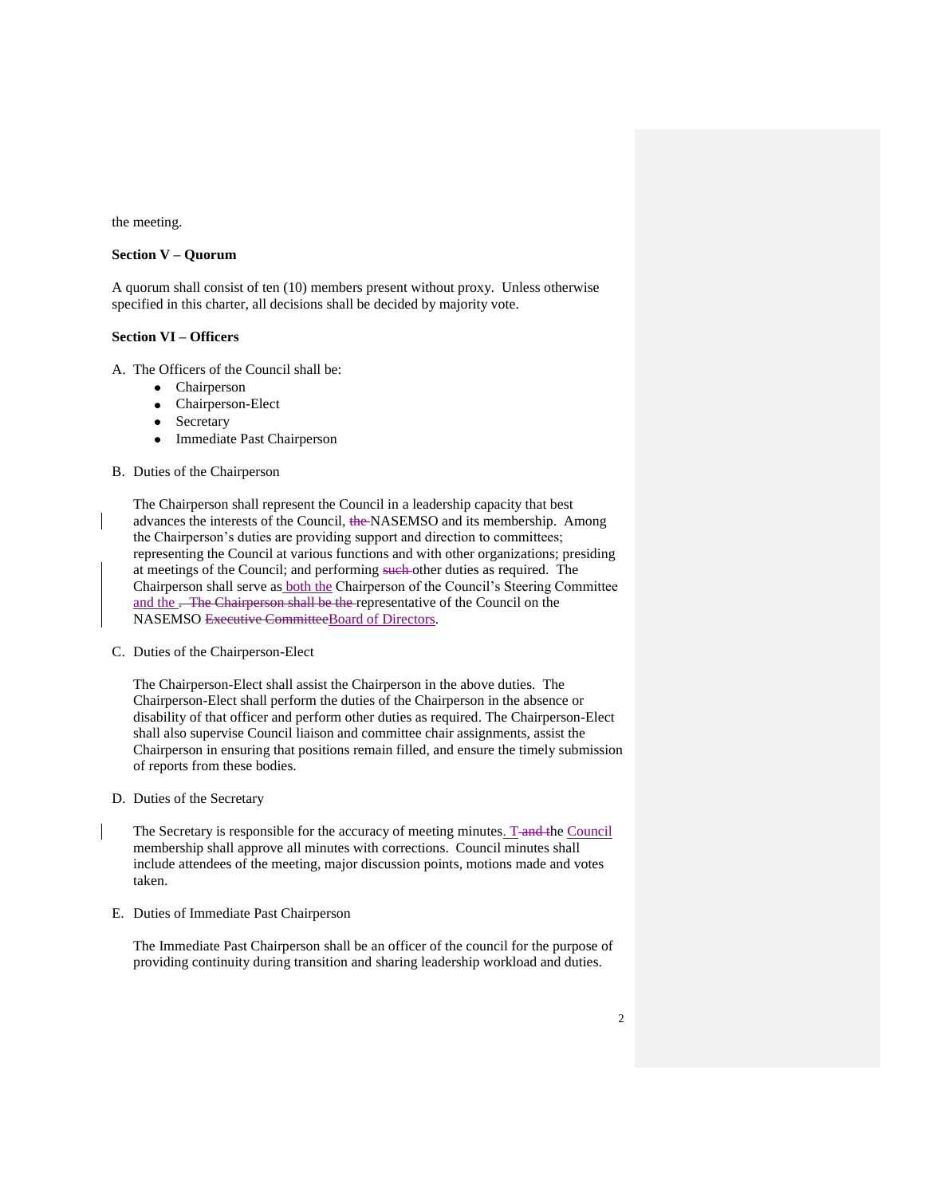the meeting.

**Section V – Quorum**

A quorum shall consist of ten (10) members present without proxy. Unless otherwise specified in this charter, all decisions shall be decided by majority vote.

**Section VI – Officers**

A. The Officers of the Council shall be:
   - Chairperson
   - Chairperson-Elect
   - Secretary
   - Immediate Past Chairperson

B. Duties of the Chairperson

   The Chairperson shall represent the Council in a leadership capacity that best advances the interests of the Council, ~~the~~ NASEMSO and its membership. Among the Chairperson's duties are providing support and direction to committees; representing the Council at various functions and with other organizations; presiding at meetings of the Council; and performing ~~such~~ other duties as required. The Chairperson shall serve as both the Chairperson of the Council's Steering Committee and the ~~. The Chairperson shall be the~~ representative of the Council on the NASEMSO ~~Executive Committee~~Board of Directors.

C. Duties of the Chairperson-Elect

   The Chairperson-Elect shall assist the Chairperson in the above duties. The Chairperson-Elect shall perform the duties of the Chairperson in the absence or disability of that officer and perform other duties as required. The Chairperson-Elect shall also supervise Council liaison and committee chair assignments, assist the Chairperson in ensuring that positions remain filled, and ensure the timely submission of reports from these bodies.

D. Duties of the Secretary

   The Secretary is responsible for the accuracy of meeting minutes. T~~and t~~he Council membership shall approve all minutes with corrections. Council minutes shall include attendees of the meeting, major discussion points, motions made and votes taken.

E. Duties of Immediate Past Chairperson

   The Immediate Past Chairperson shall be an officer of the council for the purpose of providing continuity during transition and sharing leadership workload and duties.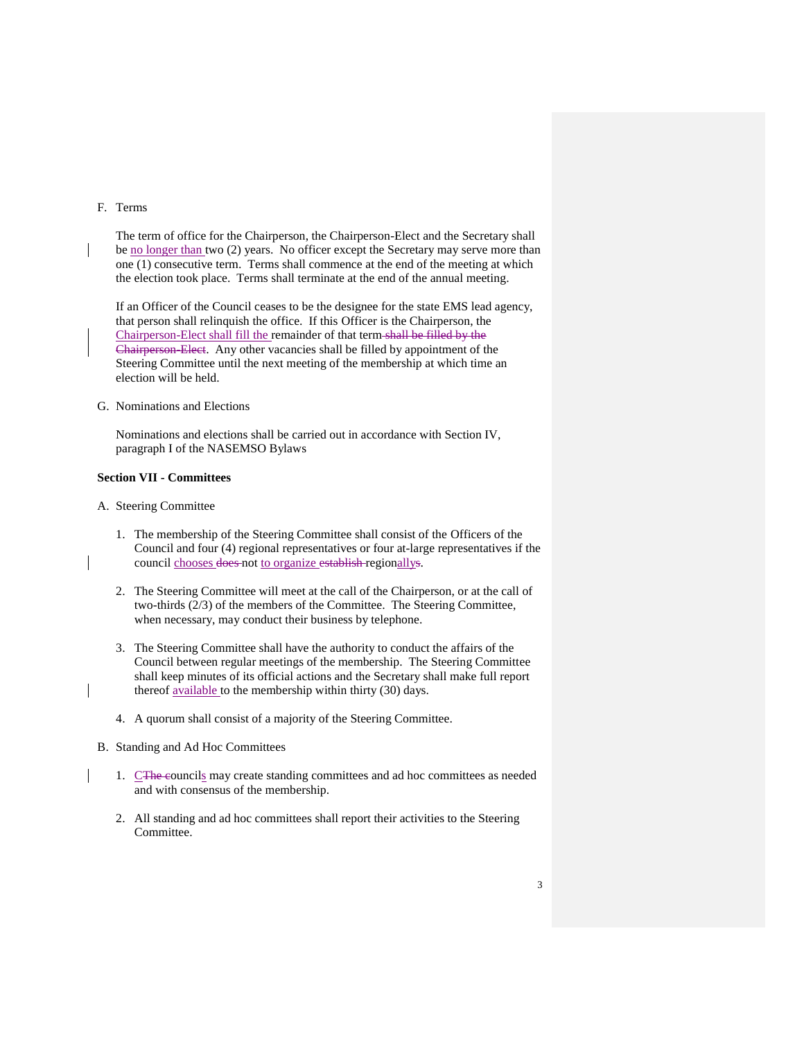F. Terms

The term of office for the Chairperson, the Chairperson-Elect and the Secretary shall be no longer than two (2) years. No officer except the Secretary may serve more than one (1) consecutive term. Terms shall commence at the end of the meeting at which the election took place. Terms shall terminate at the end of the annual meeting.

If an Officer of the Council ceases to be the designee for the state EMS lead agency, that person shall relinquish the office. If this Officer is the Chairperson, the Chairperson-Elect shall fill the remainder of that term ~~shall be filled by the Chairperson-Elect~~. Any other vacancies shall be filled by appointment of the Steering Committee until the next meeting of the membership at which time an election will be held.

G. Nominations and Elections

Nominations and elections shall be carried out in accordance with Section IV, paragraph I of the NASEMSO Bylaws

**Section VII - Committees**

A. Steering Committee

1. The membership of the Steering Committee shall consist of the Officers of the Council and four (4) regional representatives or four at-large representatives if the council chooses ~~does~~ not to organize ~~establish~~ regionally~~s~~.

2. The Steering Committee will meet at the call of the Chairperson, or at the call of two-thirds (2/3) of the members of the Committee. The Steering Committee, when necessary, may conduct their business by telephone.

3. The Steering Committee shall have the authority to conduct the affairs of the Council between regular meetings of the membership. The Steering Committee shall keep minutes of its official actions and the Secretary shall make full report thereof available to the membership within thirty (30) days.

4. A quorum shall consist of a majority of the Steering Committee.

B. Standing and Ad Hoc Committees

1. C~~The c~~ouncils may create standing committees and ad hoc committees as needed and with consensus of the membership.

2. All standing and ad hoc committees shall report their activities to the Steering Committee.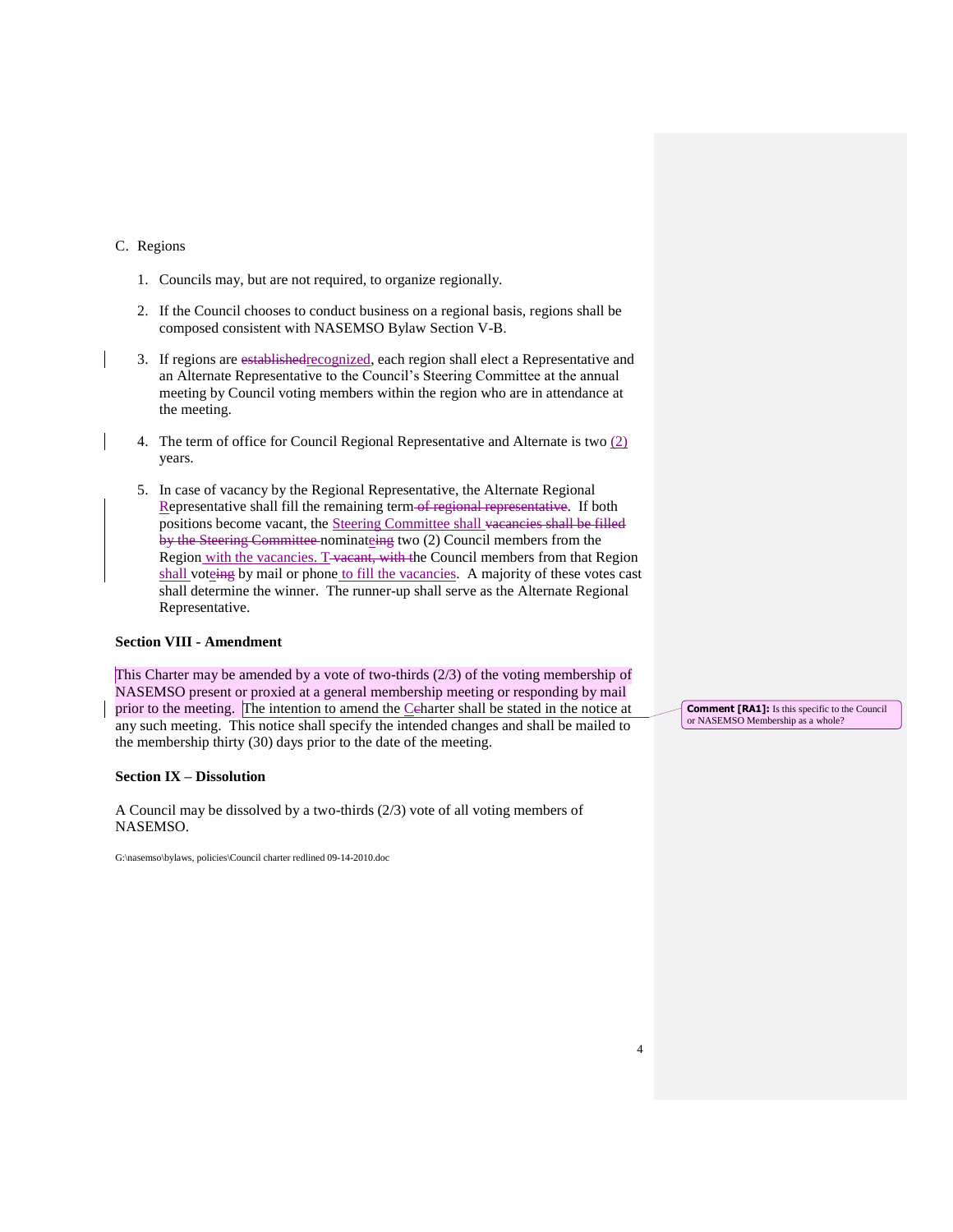C. Regions

1. Councils may, but are not required, to organize regionally.

2. If the Council chooses to conduct business on a regional basis, regions shall be composed consistent with NASEMSO Bylaw Section V-B.

3. If regions are ~~established~~recognized, each region shall elect a Representative and an Alternate Representative to the Council's Steering Committee at the annual meeting by Council voting members within the region who are in attendance at the meeting.

4. The term of office for Council Regional Representative and Alternate is two (2) years.

5. In case of vacancy by the Regional Representative, the Alternate Regional Representative shall fill the remaining term~~ of regional representative~~. If both positions become vacant, the Steering Committee shall ~~vacancies shall be filled by the Steering Committee~~ nominate~~ing~~ two (2) Council members from the Region with the vacancies. T~~vacant, with t~~he Council members from that Region shall vote~~ing~~ by mail or phone to fill the vacancies. A majority of these votes cast shall determine the winner. The runner-up shall serve as the Alternate Regional Representative.

**Section VIII - Amendment**

This Charter may be amended by a vote of two-thirds (2/3) of the voting membership of NASEMSO present or proxied at a general membership meeting or responding by mail prior to the meeting. The intention to amend the C~~c~~harter shall be stated in the notice at any such meeting. This notice shall specify the intended changes and shall be mailed to the membership thirty (30) days prior to the date of the meeting.

**Comment [RA1]:** Is this specific to the Council or NASEMSO Membership as a whole?

**Section IX – Dissolution**

A Council may be dissolved by a two-thirds (2/3) vote of all voting members of NASEMSO.

G:\nasemso\bylaws, policies\Council charter redlined 09-14-2010.doc